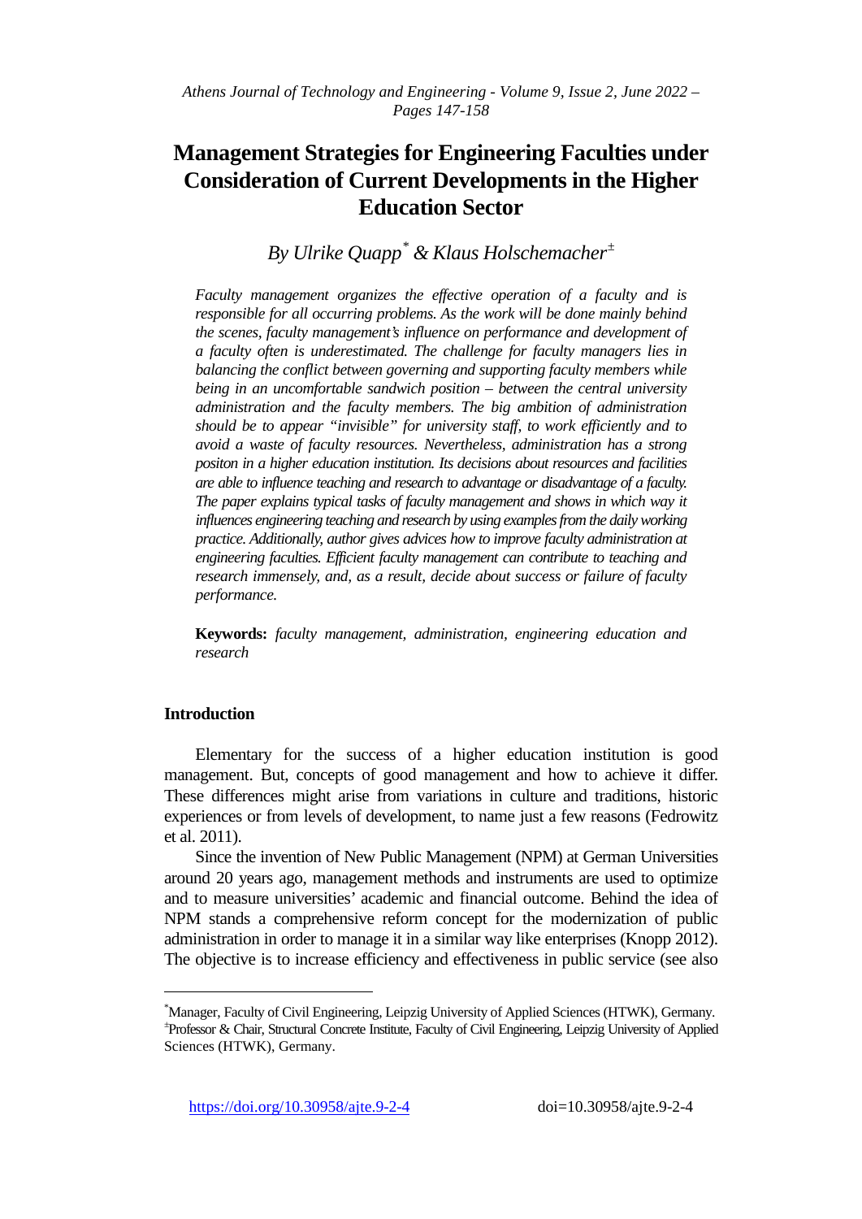# Management Strategies for Engineering Faculties under Consideration of Current Developments in the Higher Education Sector

*By Ulrike Quapp[\*] & Klaus Holschemacher[±]*

*Faculty management organizes the effective operation of a faculty and is responsible for all occurring problems. As the work will be done mainly behind the scenes, faculty management's influence on performance and development of a faculty often is underestimated. The challenge for faculty managers lies in balancing the conflict between governing and supporting faculty members while being in an uncomfortable sandwich position – between the central university administration and the faculty members. The big ambition of administration should be to appear "invisible" for university staff, to work efficiently and to avoid a waste of faculty resources. Nevertheless, administration has a strong positon in a higher education institution. Its decisions about resources and facilities are able to influence teaching and research to advantage or disadvantage of a faculty. The paper explains typical tasks of faculty management and shows in which way it influences engineering teaching and research by using examples from the daily working practice. Additionally, author gives advices how to improve faculty administration at engineering faculties. Efficient faculty management can contribute to teaching and research immensely, and, as a result, decide about success or failure of faculty performance.*

**Keywords:** *faculty management, administration, engineering education and research*

## Introduction

Elementary for the success of a higher education institution is good management. But, concepts of good management and how to achieve it differ. These differences might arise from variations in culture and traditions, historic experiences or from levels of development, to name just a few reasons (Fedrowitz et al. 2011).

Since the invention of New Public Management (NPM) at German Universities around 20 years ago, management methods and instruments are used to optimize and to measure universities' academic and financial outcome. Behind the idea of NPM stands a comprehensive reform concept for the modernization of public administration in order to manage it in a similar way like enterprises (Knopp 2012). The objective is to increase efficiency and effectiveness in public service (see also

---

[\*]Manager, Faculty of Civil Engineering, Leipzig University of Applied Sciences (HTWK), Germany.
[±]Professor & Chair, Structural Concrete Institute, Faculty of Civil Engineering, Leipzig University of Applied Sciences (HTWK), Germany.

https://doi.org/10.30958/ajte.9-2-4 doi=10.30958/ajte.9-2-4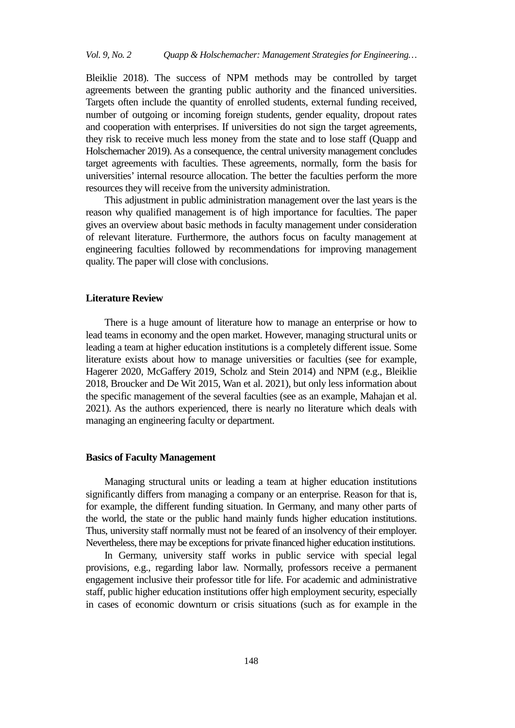Bleiklie 2018). The success of NPM methods may be controlled by target agreements between the granting public authority and the financed universities. Targets often include the quantity of enrolled students, external funding received, number of outgoing or incoming foreign students, gender equality, dropout rates and cooperation with enterprises. If universities do not sign the target agreements, they risk to receive much less money from the state and to lose staff (Quapp and Holschemacher 2019). As a consequence, the central university management concludes target agreements with faculties. These agreements, normally, form the basis for universities' internal resource allocation. The better the faculties perform the more resources they will receive from the university administration.

This adjustment in public administration management over the last years is the reason why qualified management is of high importance for faculties. The paper gives an overview about basic methods in faculty management under consideration of relevant literature. Furthermore, the authors focus on faculty management at engineering faculties followed by recommendations for improving management quality. The paper will close with conclusions.

## Literature Review

There is a huge amount of literature how to manage an enterprise or how to lead teams in economy and the open market. However, managing structural units or leading a team at higher education institutions is a completely different issue. Some literature exists about how to manage universities or faculties (see for example, Hagerer 2020, McGaffery 2019, Scholz and Stein 2014) and NPM (e.g., Bleiklie 2018, Broucker and De Wit 2015, Wan et al. 2021), but only less information about the specific management of the several faculties (see as an example, Mahajan et al. 2021). As the authors experienced, there is nearly no literature which deals with managing an engineering faculty or department.

## Basics of Faculty Management

Managing structural units or leading a team at higher education institutions significantly differs from managing a company or an enterprise. Reason for that is, for example, the different funding situation. In Germany, and many other parts of the world, the state or the public hand mainly funds higher education institutions. Thus, university staff normally must not be feared of an insolvency of their employer. Nevertheless, there may be exceptions for private financed higher education institutions.

In Germany, university staff works in public service with special legal provisions, e.g., regarding labor law. Normally, professors receive a permanent engagement inclusive their professor title for life. For academic and administrative staff, public higher education institutions offer high employment security, especially in cases of economic downturn or crisis situations (such as for example in the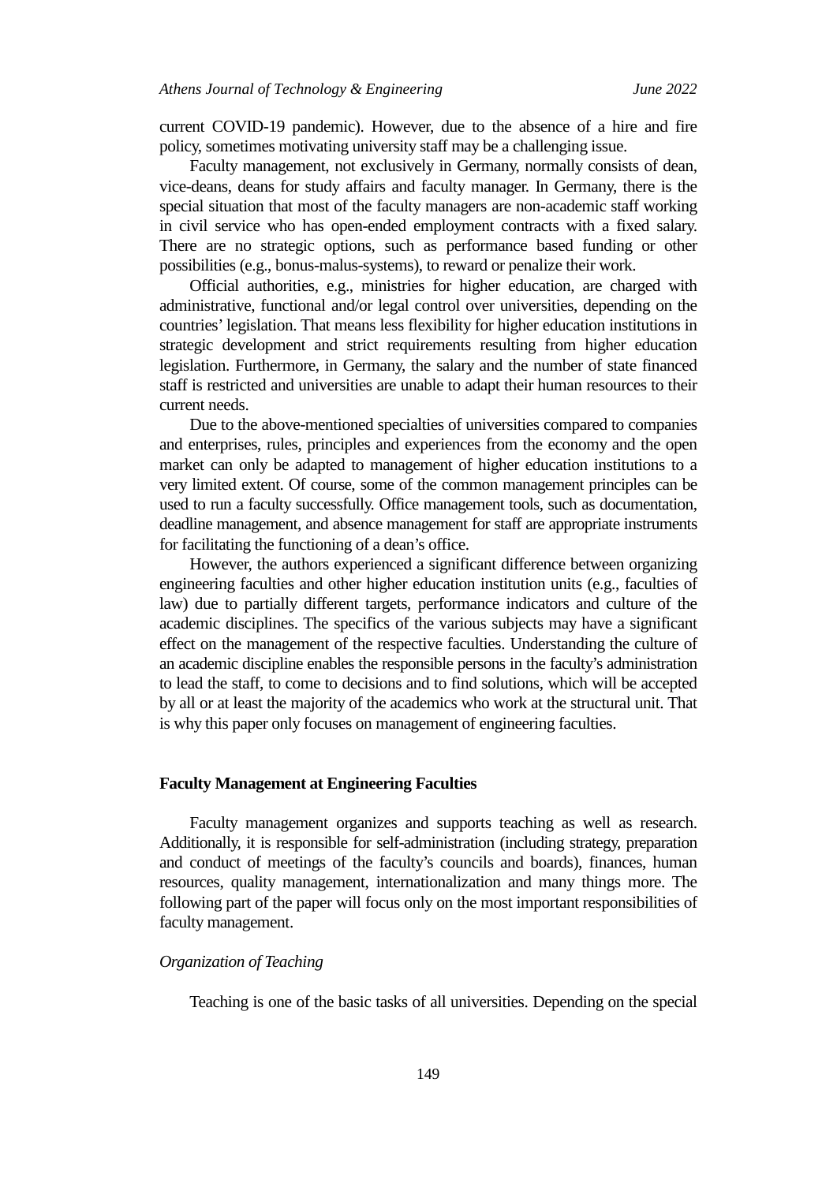current COVID-19 pandemic). However, due to the absence of a hire and fire policy, sometimes motivating university staff may be a challenging issue.

Faculty management, not exclusively in Germany, normally consists of dean, vice-deans, deans for study affairs and faculty manager. In Germany, there is the special situation that most of the faculty managers are non-academic staff working in civil service who has open-ended employment contracts with a fixed salary. There are no strategic options, such as performance based funding or other possibilities (e.g., bonus-malus-systems), to reward or penalize their work.

Official authorities, e.g., ministries for higher education, are charged with administrative, functional and/or legal control over universities, depending on the countries' legislation. That means less flexibility for higher education institutions in strategic development and strict requirements resulting from higher education legislation. Furthermore, in Germany, the salary and the number of state financed staff is restricted and universities are unable to adapt their human resources to their current needs.

Due to the above-mentioned specialties of universities compared to companies and enterprises, rules, principles and experiences from the economy and the open market can only be adapted to management of higher education institutions to a very limited extent. Of course, some of the common management principles can be used to run a faculty successfully. Office management tools, such as documentation, deadline management, and absence management for staff are appropriate instruments for facilitating the functioning of a dean's office.

However, the authors experienced a significant difference between organizing engineering faculties and other higher education institution units (e.g., faculties of law) due to partially different targets, performance indicators and culture of the academic disciplines. The specifics of the various subjects may have a significant effect on the management of the respective faculties. Understanding the culture of an academic discipline enables the responsible persons in the faculty's administration to lead the staff, to come to decisions and to find solutions, which will be accepted by all or at least the majority of the academics who work at the structural unit. That is why this paper only focuses on management of engineering faculties.

## Faculty Management at Engineering Faculties

Faculty management organizes and supports teaching as well as research. Additionally, it is responsible for self-administration (including strategy, preparation and conduct of meetings of the faculty's councils and boards), finances, human resources, quality management, internationalization and many things more. The following part of the paper will focus only on the most important responsibilities of faculty management.

### *Organization of Teaching*

Teaching is one of the basic tasks of all universities. Depending on the special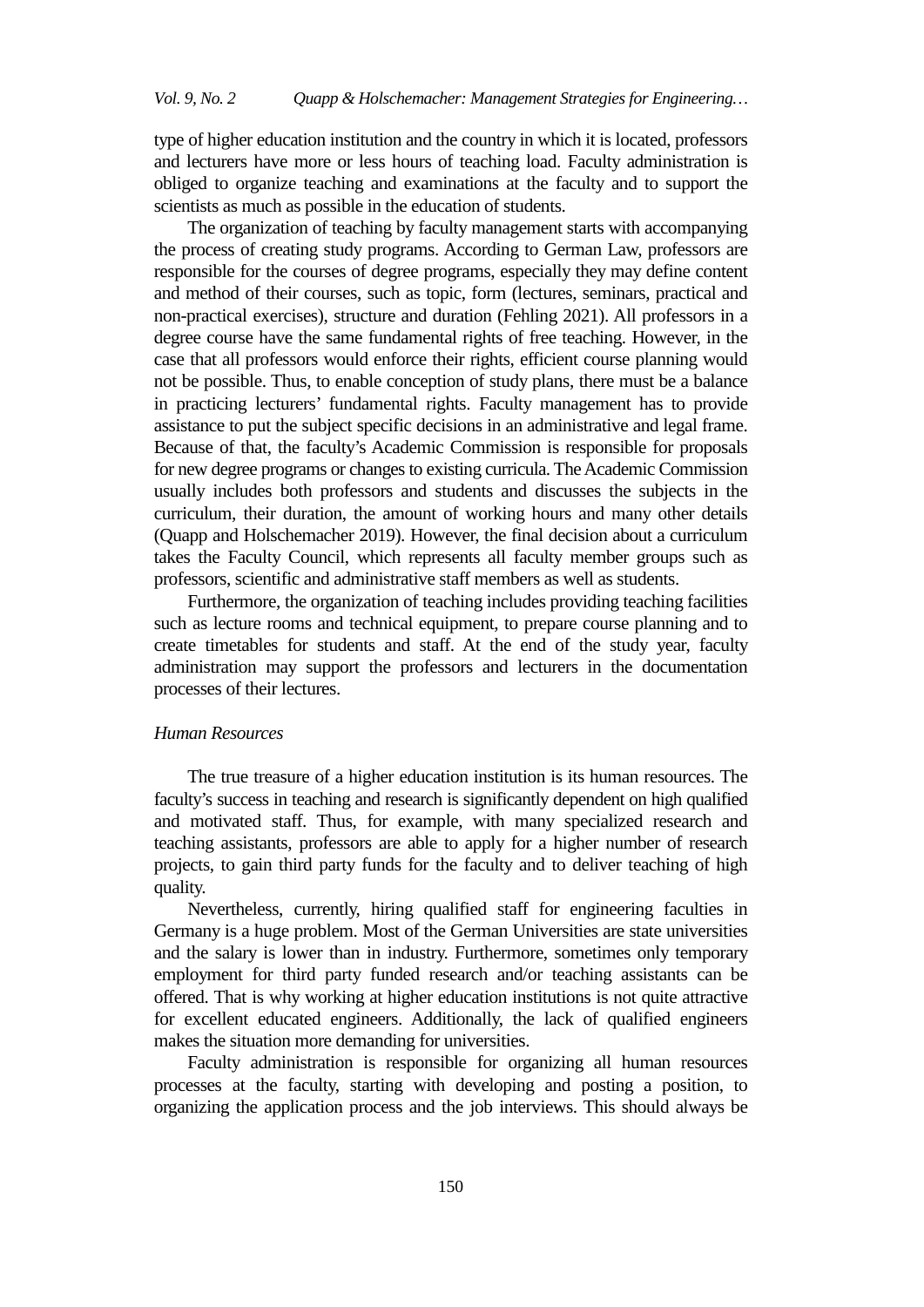type of higher education institution and the country in which it is located, professors and lecturers have more or less hours of teaching load. Faculty administration is obliged to organize teaching and examinations at the faculty and to support the scientists as much as possible in the education of students.

The organization of teaching by faculty management starts with accompanying the process of creating study programs. According to German Law, professors are responsible for the courses of degree programs, especially they may define content and method of their courses, such as topic, form (lectures, seminars, practical and non-practical exercises), structure and duration (Fehling 2021). All professors in a degree course have the same fundamental rights of free teaching. However, in the case that all professors would enforce their rights, efficient course planning would not be possible. Thus, to enable conception of study plans, there must be a balance in practicing lecturers' fundamental rights. Faculty management has to provide assistance to put the subject specific decisions in an administrative and legal frame. Because of that, the faculty's Academic Commission is responsible for proposals for new degree programs or changes to existing curricula. The Academic Commission usually includes both professors and students and discusses the subjects in the curriculum, their duration, the amount of working hours and many other details (Quapp and Holschemacher 2019). However, the final decision about a curriculum takes the Faculty Council, which represents all faculty member groups such as professors, scientific and administrative staff members as well as students.

Furthermore, the organization of teaching includes providing teaching facilities such as lecture rooms and technical equipment, to prepare course planning and to create timetables for students and staff. At the end of the study year, faculty administration may support the professors and lecturers in the documentation processes of their lectures.

### *Human Resources*

The true treasure of a higher education institution is its human resources. The faculty's success in teaching and research is significantly dependent on high qualified and motivated staff. Thus, for example, with many specialized research and teaching assistants, professors are able to apply for a higher number of research projects, to gain third party funds for the faculty and to deliver teaching of high quality.

Nevertheless, currently, hiring qualified staff for engineering faculties in Germany is a huge problem. Most of the German Universities are state universities and the salary is lower than in industry. Furthermore, sometimes only temporary employment for third party funded research and/or teaching assistants can be offered. That is why working at higher education institutions is not quite attractive for excellent educated engineers. Additionally, the lack of qualified engineers makes the situation more demanding for universities.

Faculty administration is responsible for organizing all human resources processes at the faculty, starting with developing and posting a position, to organizing the application process and the job interviews. This should always be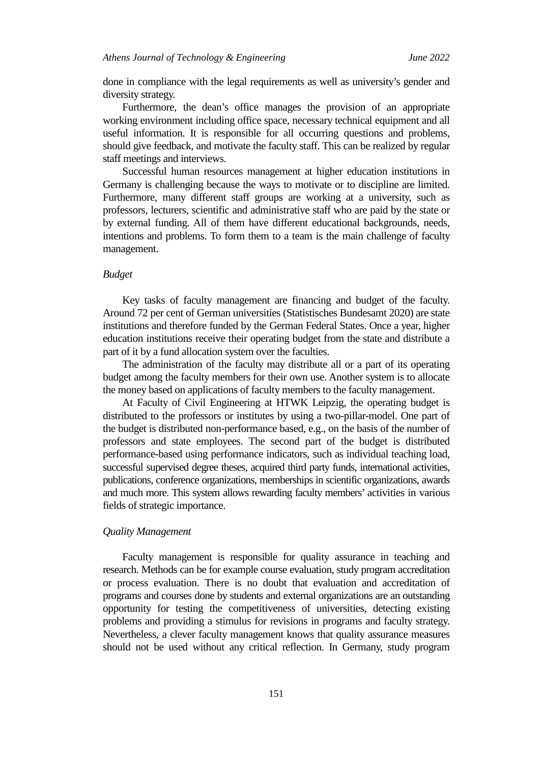done in compliance with the legal requirements as well as university's gender and diversity strategy.

Furthermore, the dean's office manages the provision of an appropriate working environment including office space, necessary technical equipment and all useful information. It is responsible for all occurring questions and problems, should give feedback, and motivate the faculty staff. This can be realized by regular staff meetings and interviews.

Successful human resources management at higher education institutions in Germany is challenging because the ways to motivate or to discipline are limited. Furthermore, many different staff groups are working at a university, such as professors, lecturers, scientific and administrative staff who are paid by the state or by external funding. All of them have different educational backgrounds, needs, intentions and problems. To form them to a team is the main challenge of faculty management.

*Budget*

Key tasks of faculty management are financing and budget of the faculty. Around 72 per cent of German universities (Statistisches Bundesamt 2020) are state institutions and therefore funded by the German Federal States. Once a year, higher education institutions receive their operating budget from the state and distribute a part of it by a fund allocation system over the faculties.

The administration of the faculty may distribute all or a part of its operating budget among the faculty members for their own use. Another system is to allocate the money based on applications of faculty members to the faculty management.

At Faculty of Civil Engineering at HTWK Leipzig, the operating budget is distributed to the professors or institutes by using a two-pillar-model. One part of the budget is distributed non-performance based, e.g., on the basis of the number of professors and state employees. The second part of the budget is distributed performance-based using performance indicators, such as individual teaching load, successful supervised degree theses, acquired third party funds, international activities, publications, conference organizations, memberships in scientific organizations, awards and much more. This system allows rewarding faculty members' activities in various fields of strategic importance.

*Quality Management*

Faculty management is responsible for quality assurance in teaching and research. Methods can be for example course evaluation, study program accreditation or process evaluation. There is no doubt that evaluation and accreditation of programs and courses done by students and external organizations are an outstanding opportunity for testing the competitiveness of universities, detecting existing problems and providing a stimulus for revisions in programs and faculty strategy. Nevertheless, a clever faculty management knows that quality assurance measures should not be used without any critical reflection. In Germany, study program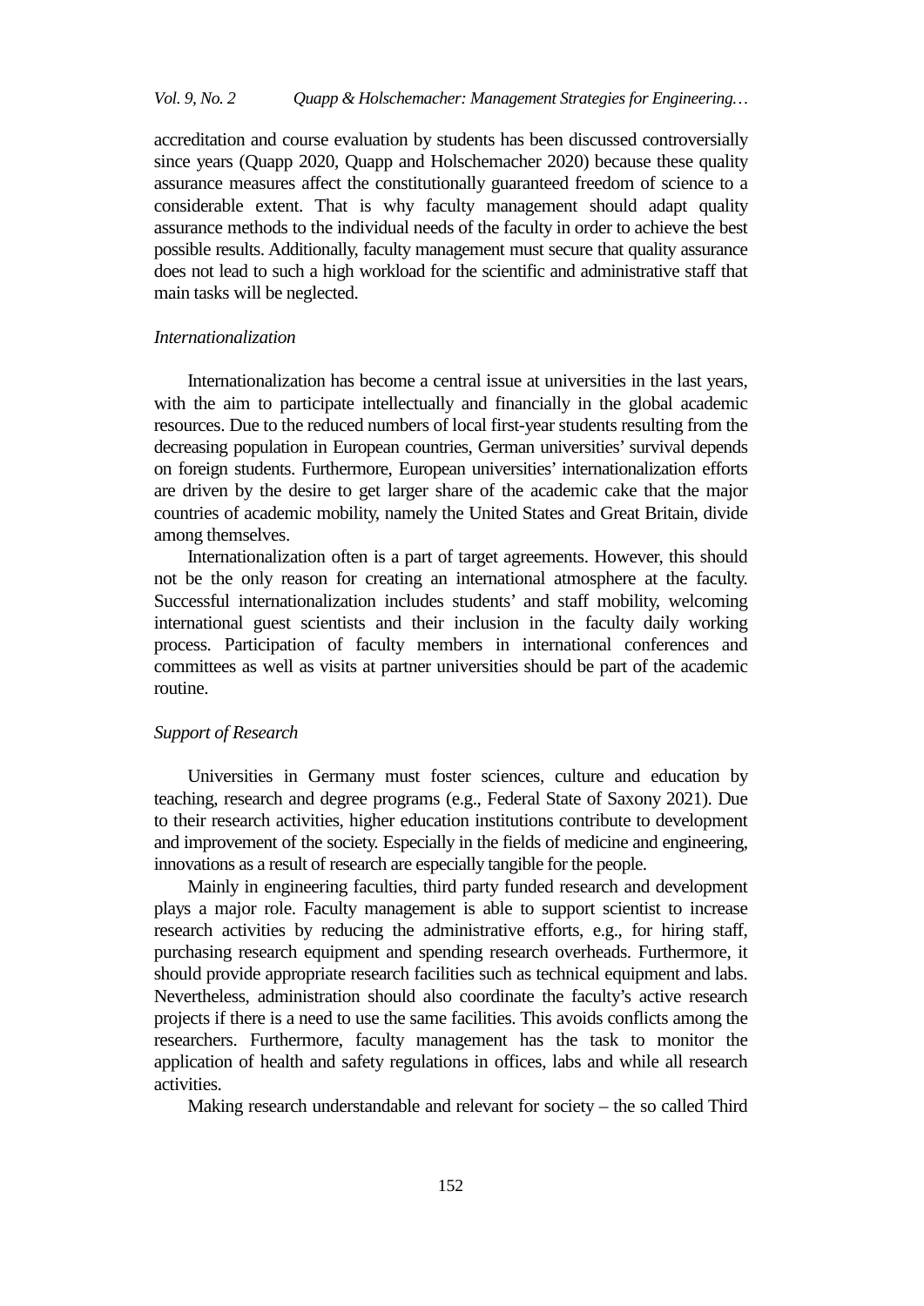accreditation and course evaluation by students has been discussed controversially since years (Quapp 2020, Quapp and Holschemacher 2020) because these quality assurance measures affect the constitutionally guaranteed freedom of science to a considerable extent. That is why faculty management should adapt quality assurance methods to the individual needs of the faculty in order to achieve the best possible results. Additionally, faculty management must secure that quality assurance does not lead to such a high workload for the scientific and administrative staff that main tasks will be neglected.

### *Internationalization*

Internationalization has become a central issue at universities in the last years, with the aim to participate intellectually and financially in the global academic resources. Due to the reduced numbers of local first-year students resulting from the decreasing population in European countries, German universities' survival depends on foreign students. Furthermore, European universities' internationalization efforts are driven by the desire to get larger share of the academic cake that the major countries of academic mobility, namely the United States and Great Britain, divide among themselves.

Internationalization often is a part of target agreements. However, this should not be the only reason for creating an international atmosphere at the faculty. Successful internationalization includes students' and staff mobility, welcoming international guest scientists and their inclusion in the faculty daily working process. Participation of faculty members in international conferences and committees as well as visits at partner universities should be part of the academic routine.

### *Support of Research*

Universities in Germany must foster sciences, culture and education by teaching, research and degree programs (e.g., Federal State of Saxony 2021). Due to their research activities, higher education institutions contribute to development and improvement of the society. Especially in the fields of medicine and engineering, innovations as a result of research are especially tangible for the people.

Mainly in engineering faculties, third party funded research and development plays a major role. Faculty management is able to support scientist to increase research activities by reducing the administrative efforts, e.g., for hiring staff, purchasing research equipment and spending research overheads. Furthermore, it should provide appropriate research facilities such as technical equipment and labs. Nevertheless, administration should also coordinate the faculty's active research projects if there is a need to use the same facilities. This avoids conflicts among the researchers. Furthermore, faculty management has the task to monitor the application of health and safety regulations in offices, labs and while all research activities.

Making research understandable and relevant for society – the so called Third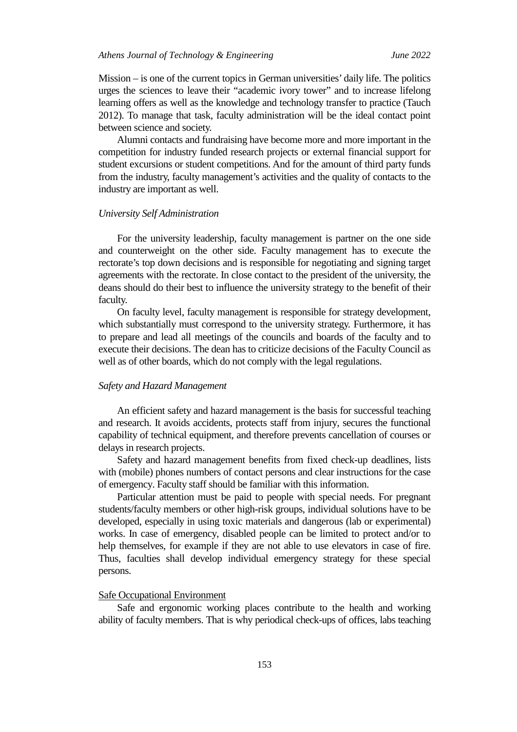Mission – is one of the current topics in German universities' daily life. The politics urges the sciences to leave their "academic ivory tower" and to increase lifelong learning offers as well as the knowledge and technology transfer to practice (Tauch 2012). To manage that task, faculty administration will be the ideal contact point between science and society.

Alumni contacts and fundraising have become more and more important in the competition for industry funded research projects or external financial support for student excursions or student competitions. And for the amount of third party funds from the industry, faculty management's activities and the quality of contacts to the industry are important as well.

*University Self Administration*

For the university leadership, faculty management is partner on the one side and counterweight on the other side. Faculty management has to execute the rectorate's top down decisions and is responsible for negotiating and signing target agreements with the rectorate. In close contact to the president of the university, the deans should do their best to influence the university strategy to the benefit of their faculty.

On faculty level, faculty management is responsible for strategy development, which substantially must correspond to the university strategy. Furthermore, it has to prepare and lead all meetings of the councils and boards of the faculty and to execute their decisions. The dean has to criticize decisions of the Faculty Council as well as of other boards, which do not comply with the legal regulations.

*Safety and Hazard Management*

An efficient safety and hazard management is the basis for successful teaching and research. It avoids accidents, protects staff from injury, secures the functional capability of technical equipment, and therefore prevents cancellation of courses or delays in research projects.

Safety and hazard management benefits from fixed check-up deadlines, lists with (mobile) phones numbers of contact persons and clear instructions for the case of emergency. Faculty staff should be familiar with this information.

Particular attention must be paid to people with special needs. For pregnant students/faculty members or other high-risk groups, individual solutions have to be developed, especially in using toxic materials and dangerous (lab or experimental) works. In case of emergency, disabled people can be limited to protect and/or to help themselves, for example if they are not able to use elevators in case of fire. Thus, faculties shall develop individual emergency strategy for these special persons.

<u>Safe Occupational Environment</u>

Safe and ergonomic working places contribute to the health and working ability of faculty members. That is why periodical check-ups of offices, labs teaching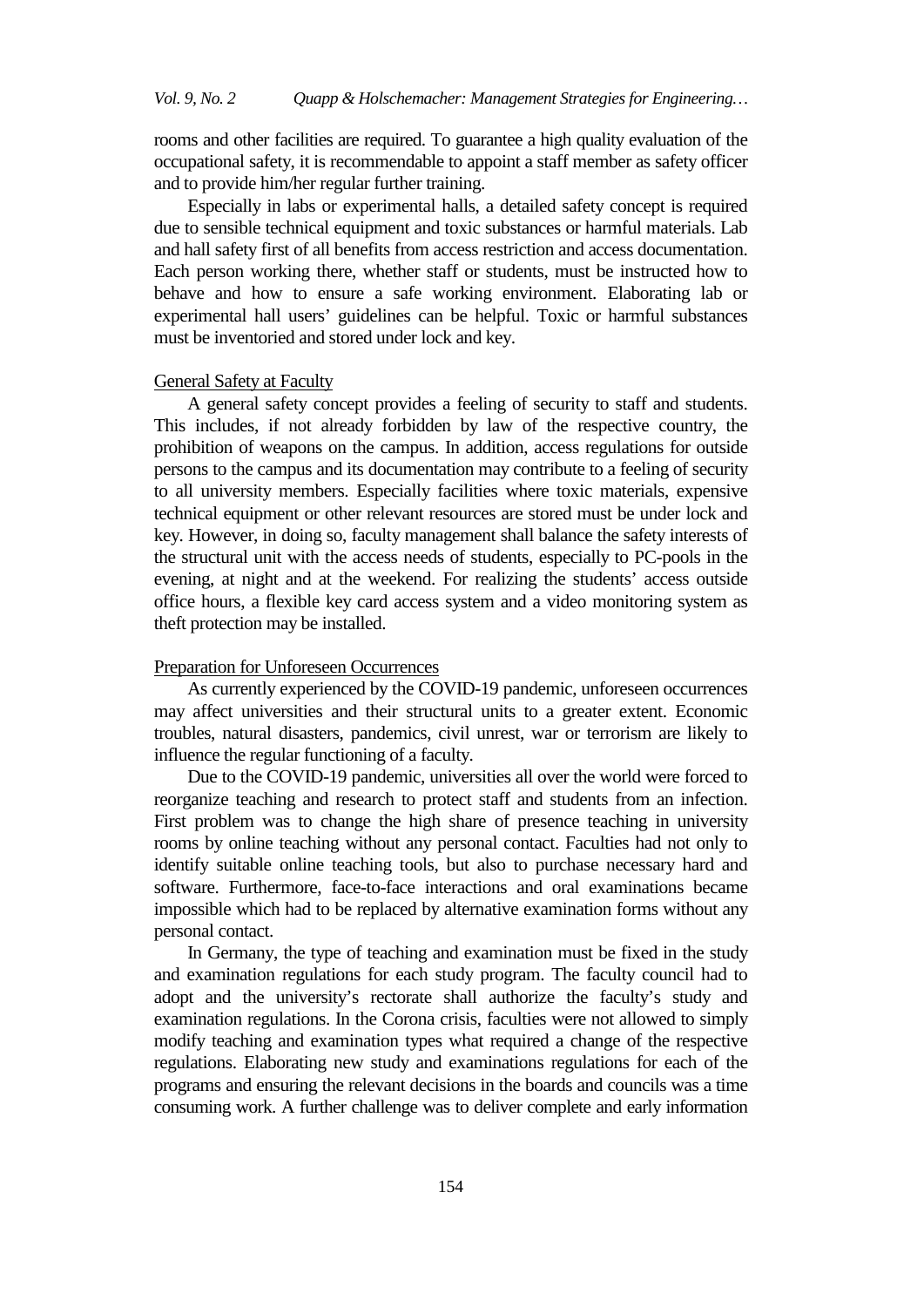rooms and other facilities are required. To guarantee a high quality evaluation of the occupational safety, it is recommendable to appoint a staff member as safety officer and to provide him/her regular further training.

Especially in labs or experimental halls, a detailed safety concept is required due to sensible technical equipment and toxic substances or harmful materials. Lab and hall safety first of all benefits from access restriction and access documentation. Each person working there, whether staff or students, must be instructed how to behave and how to ensure a safe working environment. Elaborating lab or experimental hall users' guidelines can be helpful. Toxic or harmful substances must be inventoried and stored under lock and key.

<u>General Safety at Faculty</u>

A general safety concept provides a feeling of security to staff and students. This includes, if not already forbidden by law of the respective country, the prohibition of weapons on the campus. In addition, access regulations for outside persons to the campus and its documentation may contribute to a feeling of security to all university members. Especially facilities where toxic materials, expensive technical equipment or other relevant resources are stored must be under lock and key. However, in doing so, faculty management shall balance the safety interests of the structural unit with the access needs of students, especially to PC-pools in the evening, at night and at the weekend. For realizing the students' access outside office hours, a flexible key card access system and a video monitoring system as theft protection may be installed.

<u>Preparation for Unforeseen Occurrences</u>

As currently experienced by the COVID-19 pandemic, unforeseen occurrences may affect universities and their structural units to a greater extent. Economic troubles, natural disasters, pandemics, civil unrest, war or terrorism are likely to influence the regular functioning of a faculty.

Due to the COVID-19 pandemic, universities all over the world were forced to reorganize teaching and research to protect staff and students from an infection. First problem was to change the high share of presence teaching in university rooms by online teaching without any personal contact. Faculties had not only to identify suitable online teaching tools, but also to purchase necessary hard and software. Furthermore, face-to-face interactions and oral examinations became impossible which had to be replaced by alternative examination forms without any personal contact.

In Germany, the type of teaching and examination must be fixed in the study and examination regulations for each study program. The faculty council had to adopt and the university's rectorate shall authorize the faculty's study and examination regulations. In the Corona crisis, faculties were not allowed to simply modify teaching and examination types what required a change of the respective regulations. Elaborating new study and examinations regulations for each of the programs and ensuring the relevant decisions in the boards and councils was a time consuming work. A further challenge was to deliver complete and early information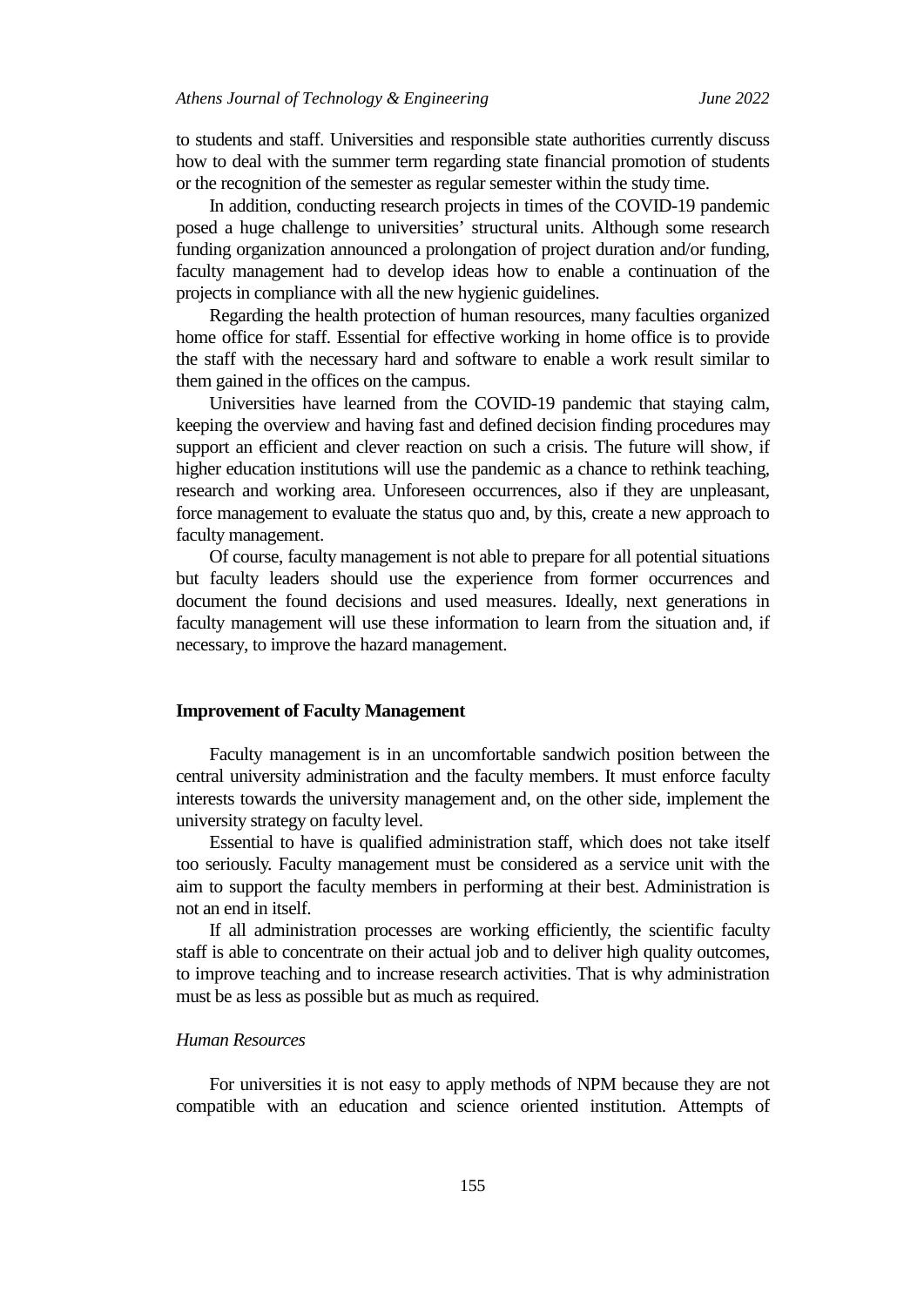to students and staff. Universities and responsible state authorities currently discuss how to deal with the summer term regarding state financial promotion of students or the recognition of the semester as regular semester within the study time.

In addition, conducting research projects in times of the COVID-19 pandemic posed a huge challenge to universities' structural units. Although some research funding organization announced a prolongation of project duration and/or funding, faculty management had to develop ideas how to enable a continuation of the projects in compliance with all the new hygienic guidelines.

Regarding the health protection of human resources, many faculties organized home office for staff. Essential for effective working in home office is to provide the staff with the necessary hard and software to enable a work result similar to them gained in the offices on the campus.

Universities have learned from the COVID-19 pandemic that staying calm, keeping the overview and having fast and defined decision finding procedures may support an efficient and clever reaction on such a crisis. The future will show, if higher education institutions will use the pandemic as a chance to rethink teaching, research and working area. Unforeseen occurrences, also if they are unpleasant, force management to evaluate the status quo and, by this, create a new approach to faculty management.

Of course, faculty management is not able to prepare for all potential situations but faculty leaders should use the experience from former occurrences and document the found decisions and used measures. Ideally, next generations in faculty management will use these information to learn from the situation and, if necessary, to improve the hazard management.

## Improvement of Faculty Management

Faculty management is in an uncomfortable sandwich position between the central university administration and the faculty members. It must enforce faculty interests towards the university management and, on the other side, implement the university strategy on faculty level.

Essential to have is qualified administration staff, which does not take itself too seriously. Faculty management must be considered as a service unit with the aim to support the faculty members in performing at their best. Administration is not an end in itself.

If all administration processes are working efficiently, the scientific faculty staff is able to concentrate on their actual job and to deliver high quality outcomes, to improve teaching and to increase research activities. That is why administration must be as less as possible but as much as required.

### *Human Resources*

For universities it is not easy to apply methods of NPM because they are not compatible with an education and science oriented institution. Attempts of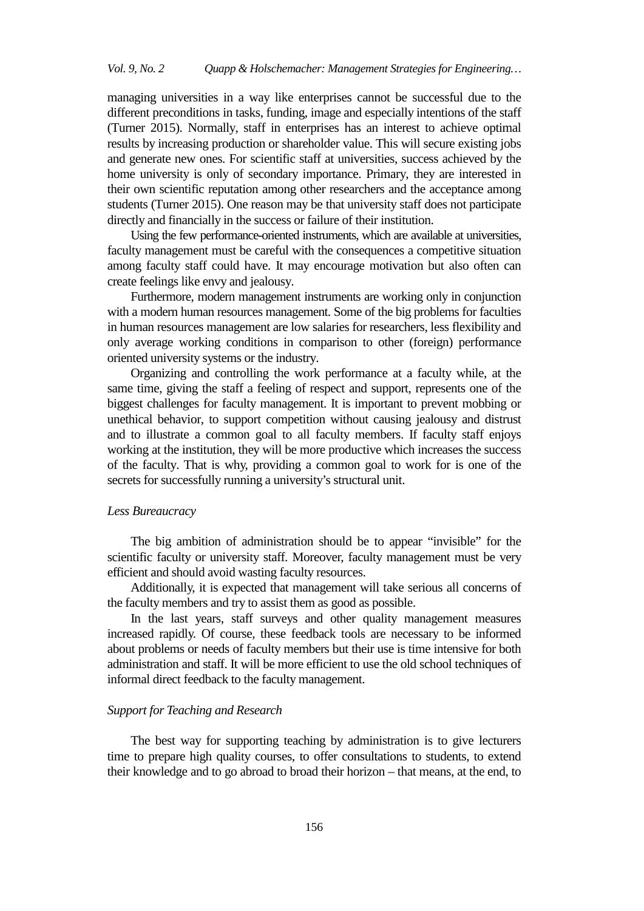managing universities in a way like enterprises cannot be successful due to the different preconditions in tasks, funding, image and especially intentions of the staff (Turner 2015). Normally, staff in enterprises has an interest to achieve optimal results by increasing production or shareholder value. This will secure existing jobs and generate new ones. For scientific staff at universities, success achieved by the home university is only of secondary importance. Primary, they are interested in their own scientific reputation among other researchers and the acceptance among students (Turner 2015). One reason may be that university staff does not participate directly and financially in the success or failure of their institution.

Using the few performance-oriented instruments, which are available at universities, faculty management must be careful with the consequences a competitive situation among faculty staff could have. It may encourage motivation but also often can create feelings like envy and jealousy.

Furthermore, modern management instruments are working only in conjunction with a modern human resources management. Some of the big problems for faculties in human resources management are low salaries for researchers, less flexibility and only average working conditions in comparison to other (foreign) performance oriented university systems or the industry.

Organizing and controlling the work performance at a faculty while, at the same time, giving the staff a feeling of respect and support, represents one of the biggest challenges for faculty management. It is important to prevent mobbing or unethical behavior, to support competition without causing jealousy and distrust and to illustrate a common goal to all faculty members. If faculty staff enjoys working at the institution, they will be more productive which increases the success of the faculty. That is why, providing a common goal to work for is one of the secrets for successfully running a university's structural unit.

*Less Bureaucracy*

The big ambition of administration should be to appear "invisible" for the scientific faculty or university staff. Moreover, faculty management must be very efficient and should avoid wasting faculty resources.

Additionally, it is expected that management will take serious all concerns of the faculty members and try to assist them as good as possible.

In the last years, staff surveys and other quality management measures increased rapidly. Of course, these feedback tools are necessary to be informed about problems or needs of faculty members but their use is time intensive for both administration and staff. It will be more efficient to use the old school techniques of informal direct feedback to the faculty management.

*Support for Teaching and Research*

The best way for supporting teaching by administration is to give lecturers time to prepare high quality courses, to offer consultations to students, to extend their knowledge and to go abroad to broad their horizon – that means, at the end, to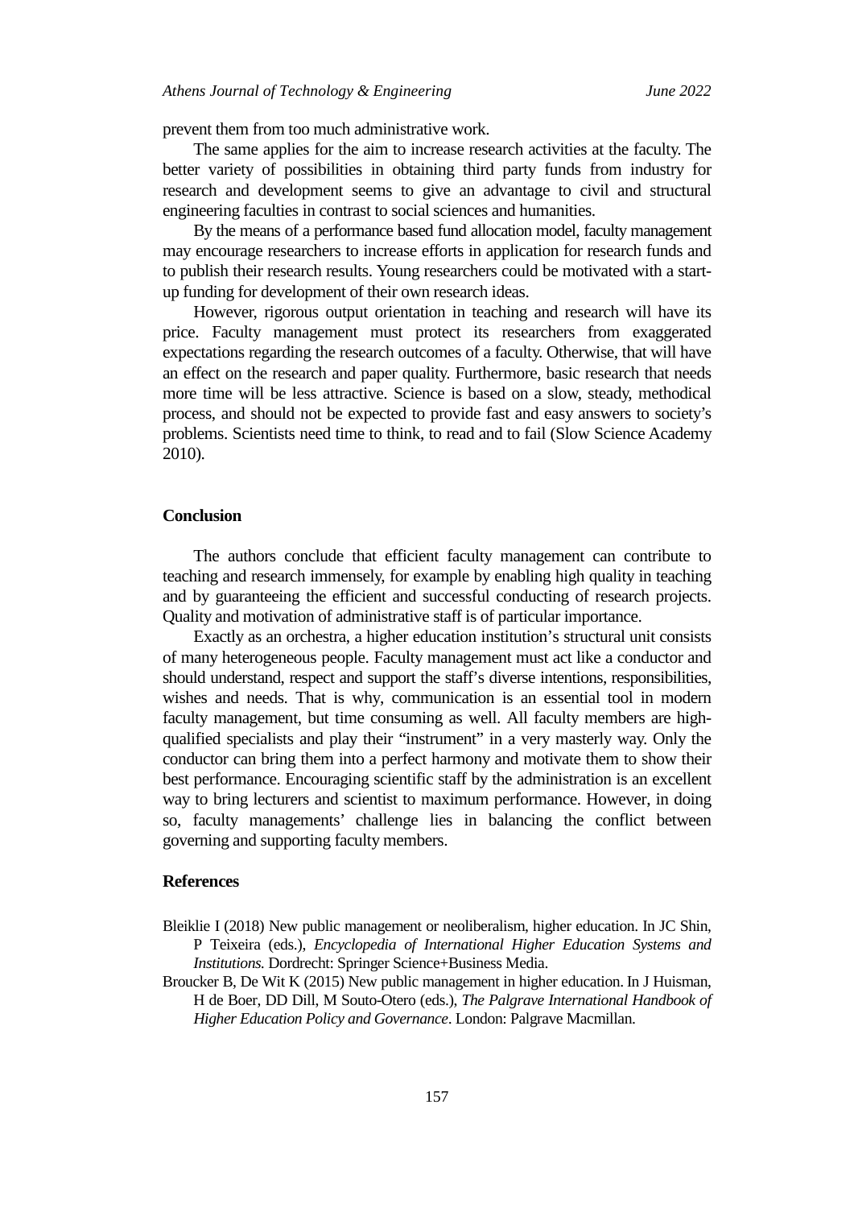prevent them from too much administrative work.

The same applies for the aim to increase research activities at the faculty. The better variety of possibilities in obtaining third party funds from industry for research and development seems to give an advantage to civil and structural engineering faculties in contrast to social sciences and humanities.

By the means of a performance based fund allocation model, faculty management may encourage researchers to increase efforts in application for research funds and to publish their research results. Young researchers could be motivated with a start-up funding for development of their own research ideas.

However, rigorous output orientation in teaching and research will have its price. Faculty management must protect its researchers from exaggerated expectations regarding the research outcomes of a faculty. Otherwise, that will have an effect on the research and paper quality. Furthermore, basic research that needs more time will be less attractive. Science is based on a slow, steady, methodical process, and should not be expected to provide fast and easy answers to society's problems. Scientists need time to think, to read and to fail (Slow Science Academy 2010).

## Conclusion

The authors conclude that efficient faculty management can contribute to teaching and research immensely, for example by enabling high quality in teaching and by guaranteeing the efficient and successful conducting of research projects. Quality and motivation of administrative staff is of particular importance.

Exactly as an orchestra, a higher education institution's structural unit consists of many heterogeneous people. Faculty management must act like a conductor and should understand, respect and support the staff's diverse intentions, responsibilities, wishes and needs. That is why, communication is an essential tool in modern faculty management, but time consuming as well. All faculty members are high-qualified specialists and play their "instrument" in a very masterly way. Only the conductor can bring them into a perfect harmony and motivate them to show their best performance. Encouraging scientific staff by the administration is an excellent way to bring lecturers and scientist to maximum performance. However, in doing so, faculty managements' challenge lies in balancing the conflict between governing and supporting faculty members.

## References

Bleiklie I (2018) New public management or neoliberalism, higher education. In JC Shin, P Teixeira (eds.), *Encyclopedia of International Higher Education Systems and Institutions.* Dordrecht: Springer Science+Business Media.

Broucker B, De Wit K (2015) New public management in higher education. In J Huisman, H de Boer, DD Dill, M Souto-Otero (eds.), *The Palgrave International Handbook of Higher Education Policy and Governance*. London: Palgrave Macmillan.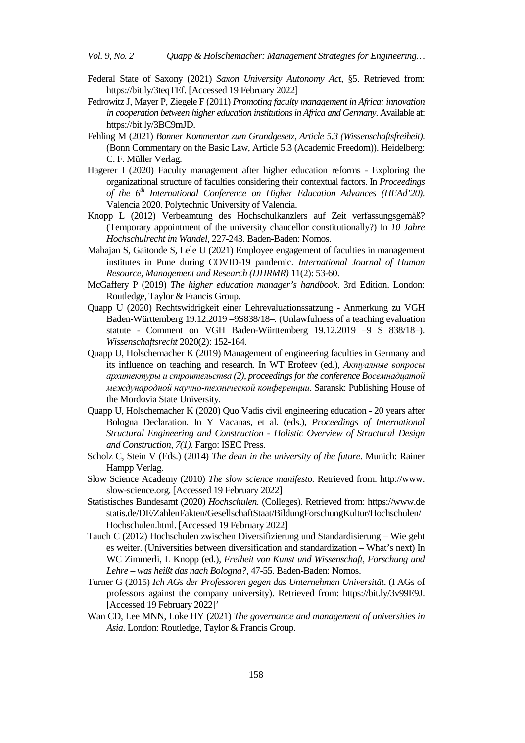Federal State of Saxony (2021) *Saxon University Autonomy Act*, §5. Retrieved from: https://bit.ly/3teqTEf. [Accessed 19 February 2022]

Fedrowitz J, Mayer P, Ziegele F (2011) *Promoting faculty management in Africa: innovation in cooperation between higher education institutions in Africa and Germany*. Available at: https://bit.ly/3BC9mJD.

Fehling M (2021) *Bonner Kommentar zum Grundgesetz, Article 5.3 (Wissenschaftsfreiheit)*. (Bonn Commentary on the Basic Law, Article 5.3 (Academic Freedom)). Heidelberg: C. F. Müller Verlag.

Hagerer I (2020) Faculty management after higher education reforms - Exploring the organizational structure of faculties considering their contextual factors. In *Proceedings of the 6th International Conference on Higher Education Advances (HEAd'20)*. Valencia 2020. Polytechnic University of Valencia.

Knopp L (2012) Verbeamtung des Hochschulkanzlers auf Zeit verfassungsgemäß? (Temporary appointment of the university chancellor constitutionally?) In *10 Jahre Hochschulrecht im Wandel*, 227-243. Baden-Baden: Nomos.

Mahajan S, Gaitonde S, Lele U (2021) Employee engagement of faculties in management institutes in Pune during COVID-19 pandemic. *International Journal of Human Resource, Management and Research (IJHRMR)* 11(2): 53-60.

McGaffery P (2019) *The higher education manager's handbook*. 3rd Edition. London: Routledge, Taylor & Francis Group.

Quapp U (2020) Rechtswidrigkeit einer Lehrevaluationssatzung - Anmerkung zu VGH Baden-Württemberg 19.12.2019 –9S838/18–. (Unlawfulness of a teaching evaluation statute - Comment on VGH Baden-Württemberg 19.12.2019 –9 S 838/18–). *Wissenschaftsrecht* 2020(2): 152-164.

Quapp U, Holschemacher K (2019) Management of engineering faculties in Germany and its influence on teaching and research. In WT Erofeev (ed.), *Актуалные вопросы архитектуры и строительства (2), proceedings for the conference Восемнадцатой международной научно-технической конференции*. Saransk: Publishing House of the Mordovia State University.

Quapp U, Holschemacher K (2020) Quo Vadis civil engineering education - 20 years after Bologna Declaration. In Y Vacanas, et al. (eds.), *Proceedings of International Structural Engineering and Construction - Holistic Overview of Structural Design and Construction, 7(1)*. Fargo: ISEC Press.

Scholz C, Stein V (Eds.) (2014) *The dean in the university of the future*. Munich: Rainer Hampp Verlag.

Slow Science Academy (2010) *The slow science manifesto*. Retrieved from: http://www.slow-science.org. [Accessed 19 February 2022]

Statistisches Bundesamt (2020) *Hochschulen*. (Colleges). Retrieved from: https://www.destatis.de/DE/ZahlenFakten/GesellschaftStaat/BildungForschungKultur/Hochschulen/Hochschulen.html. [Accessed 19 February 2022]

Tauch C (2012) Hochschulen zwischen Diversifizierung und Standardisierung – Wie geht es weiter. (Universities between diversification and standardization – What's next) In WC Zimmerli, L Knopp (ed.), *Freiheit von Kunst und Wissenschaft, Forschung und Lehre – was heißt das nach Bologna?*, 47-55. Baden-Baden: Nomos.

Turner G (2015) *Ich AGs der Professoren gegen das Unternehmen Universität*. (I AGs of professors against the company university). Retrieved from: https://bit.ly/3v99E9J. [Accessed 19 February 2022]'

Wan CD, Lee MNN, Loke HY (2021) *The governance and management of universities in Asia*. London: Routledge, Taylor & Francis Group.